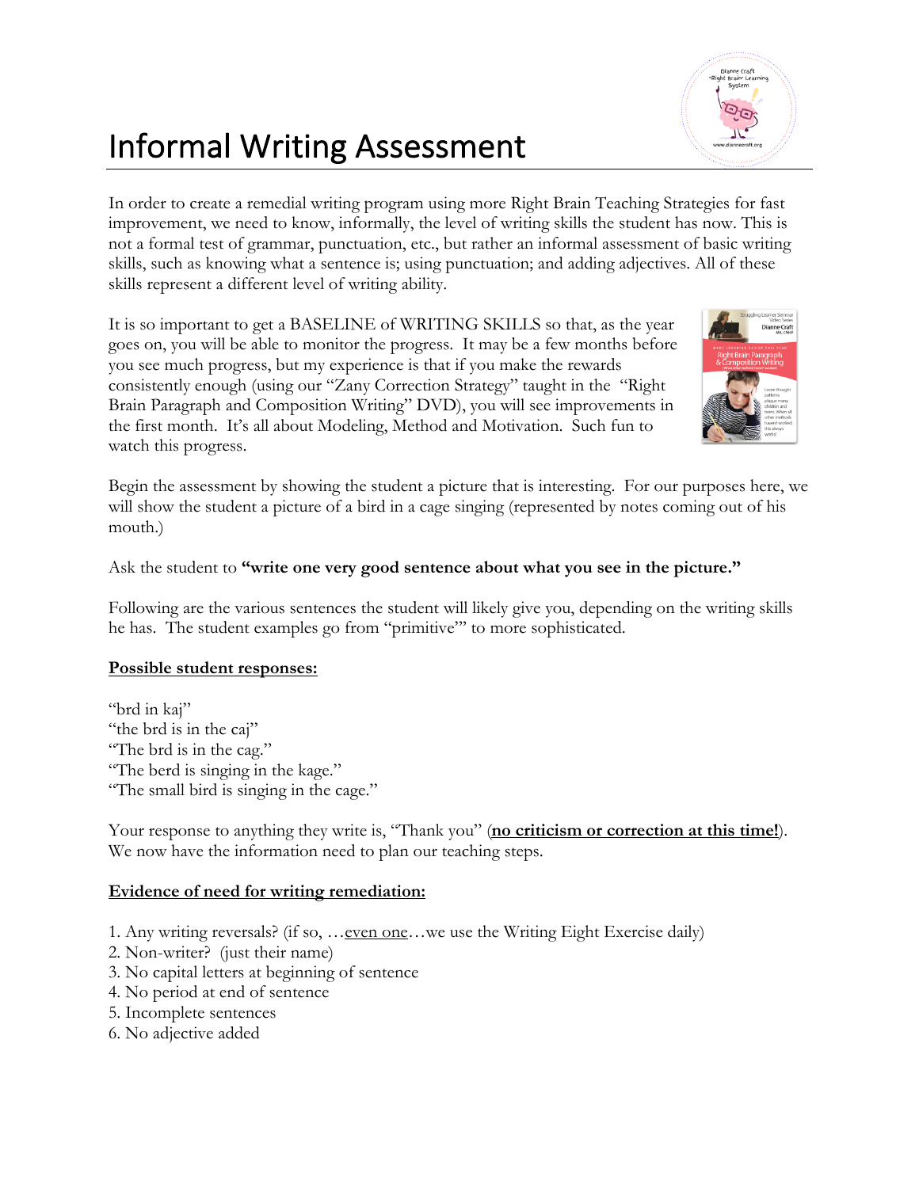# Informal Writing Assessment

In order to create a remedial writing program using more Right Brain Teaching Strategies for fast improvement, we need to know, informally, the level of writing skills the student has now. This is not a formal test of grammar, punctuation, etc., but rather an informal assessment of basic writing skills, such as knowing what a sentence is; using punctuation; and adding adjectives. All of these skills represent a different level of writing ability.

It is so important to get a BASELINE of WRITING SKILLS so that, as the year goes on, you will be able to monitor the progress. It may be a few months before you see much progress, but my experience is that if you make the rewards consistently enough (using our "Zany Correction Strategy" taught in the "Right Brain Paragraph and Composition Writing" DVD), you will see improvements in the first month. It's all about Modeling, Method and Motivation. Such fun to watch this progress.

Begin the assessment by showing the student a picture that is interesting. For our purposes here, we will show the student a picture of a bird in a cage singing (represented by notes coming out of his mouth.)

Ask the student to **"write one very good sentence about what you see in the picture."**

Following are the various sentences the student will likely give you, depending on the writing skills he has. The student examples go from "primitive" to more sophisticated.

**<u>Possible student responses:</u>**

"brd in kaj"
"the brd is in the caj"
"The brd is in the cag."
"The berd is singing in the kage."
"The small bird is singing in the cage."

Your response to anything they write is, "Thank you" (**<u>no criticism or correction at this time!</u>**). We now have the information need to plan our teaching steps.

**<u>Evidence of need for writing remediation:</u>**

1. Any writing reversals? (if so, …<u>even one</u>…we use the Writing Eight Exercise daily)
2. Non-writer? (just their name)
3. No capital letters at beginning of sentence
4. No period at end of sentence
5. Incomplete sentences
6. No adjective added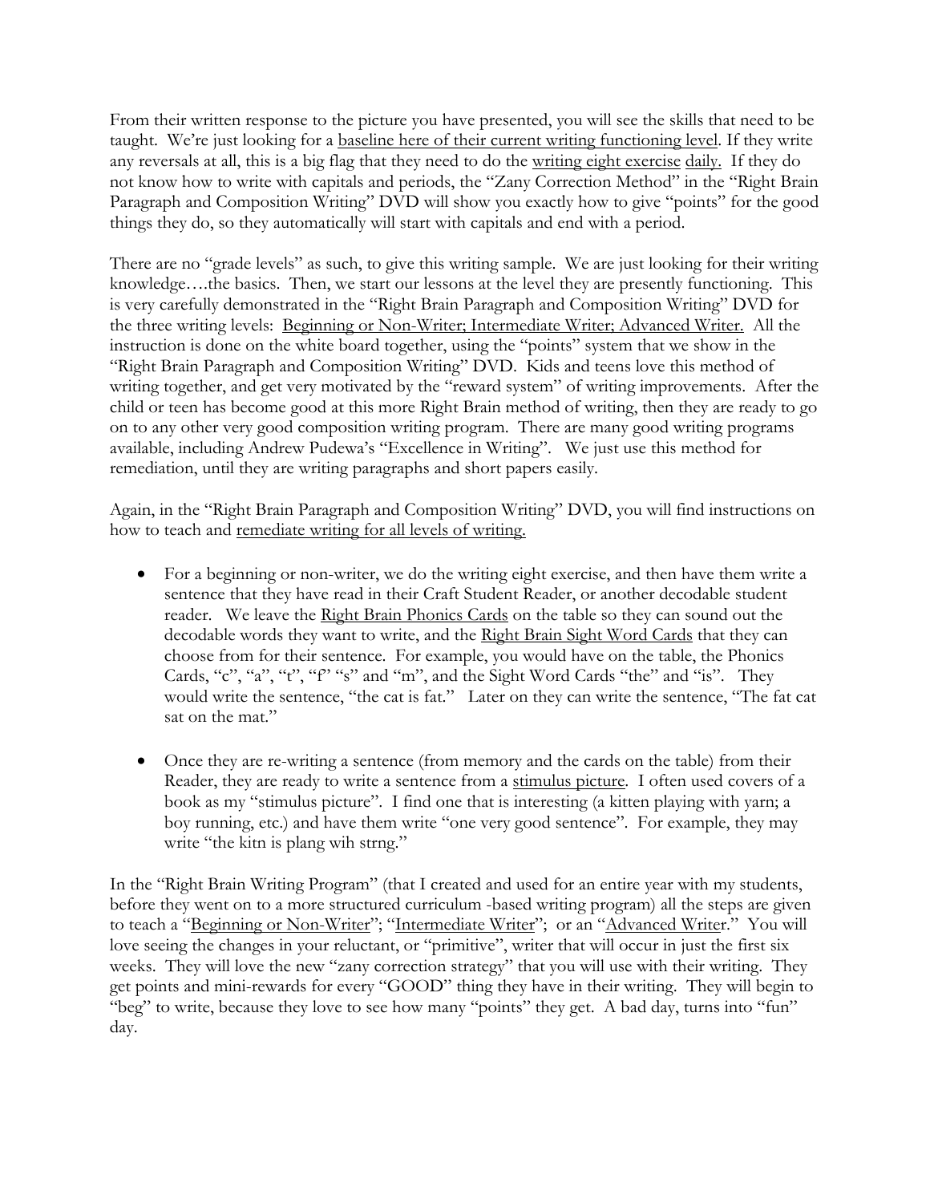From their written response to the picture you have presented, you will see the skills that need to be taught. We're just looking for a baseline here of their current writing functioning level. If they write any reversals at all, this is a big flag that they need to do the writing eight exercise daily. If they do not know how to write with capitals and periods, the "Zany Correction Method" in the "Right Brain Paragraph and Composition Writing" DVD will show you exactly how to give "points" for the good things they do, so they automatically will start with capitals and end with a period.

There are no "grade levels" as such, to give this writing sample. We are just looking for their writing knowledge….the basics. Then, we start our lessons at the level they are presently functioning. This is very carefully demonstrated in the "Right Brain Paragraph and Composition Writing" DVD for the three writing levels: Beginning or Non-Writer; Intermediate Writer; Advanced Writer. All the instruction is done on the white board together, using the "points" system that we show in the "Right Brain Paragraph and Composition Writing" DVD. Kids and teens love this method of writing together, and get very motivated by the "reward system" of writing improvements. After the child or teen has become good at this more Right Brain method of writing, then they are ready to go on to any other very good composition writing program. There are many good writing programs available, including Andrew Pudewa's "Excellence in Writing". We just use this method for remediation, until they are writing paragraphs and short papers easily.

Again, in the "Right Brain Paragraph and Composition Writing" DVD, you will find instructions on how to teach and remediate writing for all levels of writing.

- For a beginning or non-writer, we do the writing eight exercise, and then have them write a sentence that they have read in their Craft Student Reader, or another decodable student reader. We leave the Right Brain Phonics Cards on the table so they can sound out the decodable words they want to write, and the Right Brain Sight Word Cards that they can choose from for their sentence. For example, you would have on the table, the Phonics Cards, "c", "a", "t", "f" "s" and "m", and the Sight Word Cards "the" and "is". They would write the sentence, "the cat is fat." Later on they can write the sentence, "The fat cat sat on the mat."

- Once they are re-writing a sentence (from memory and the cards on the table) from their Reader, they are ready to write a sentence from a stimulus picture. I often used covers of a book as my "stimulus picture". I find one that is interesting (a kitten playing with yarn; a boy running, etc.) and have them write "one very good sentence". For example, they may write "the kitn is plang wih strng."

In the "Right Brain Writing Program" (that I created and used for an entire year with my students, before they went on to a more structured curriculum -based writing program) all the steps are given to teach a "Beginning or Non-Writer"; "Intermediate Writer"; or an "Advanced Writer." You will love seeing the changes in your reluctant, or "primitive", writer that will occur in just the first six weeks. They will love the new "zany correction strategy" that you will use with their writing. They get points and mini-rewards for every "GOOD" thing they have in their writing. They will begin to "beg" to write, because they love to see how many "points" they get. A bad day, turns into "fun" day.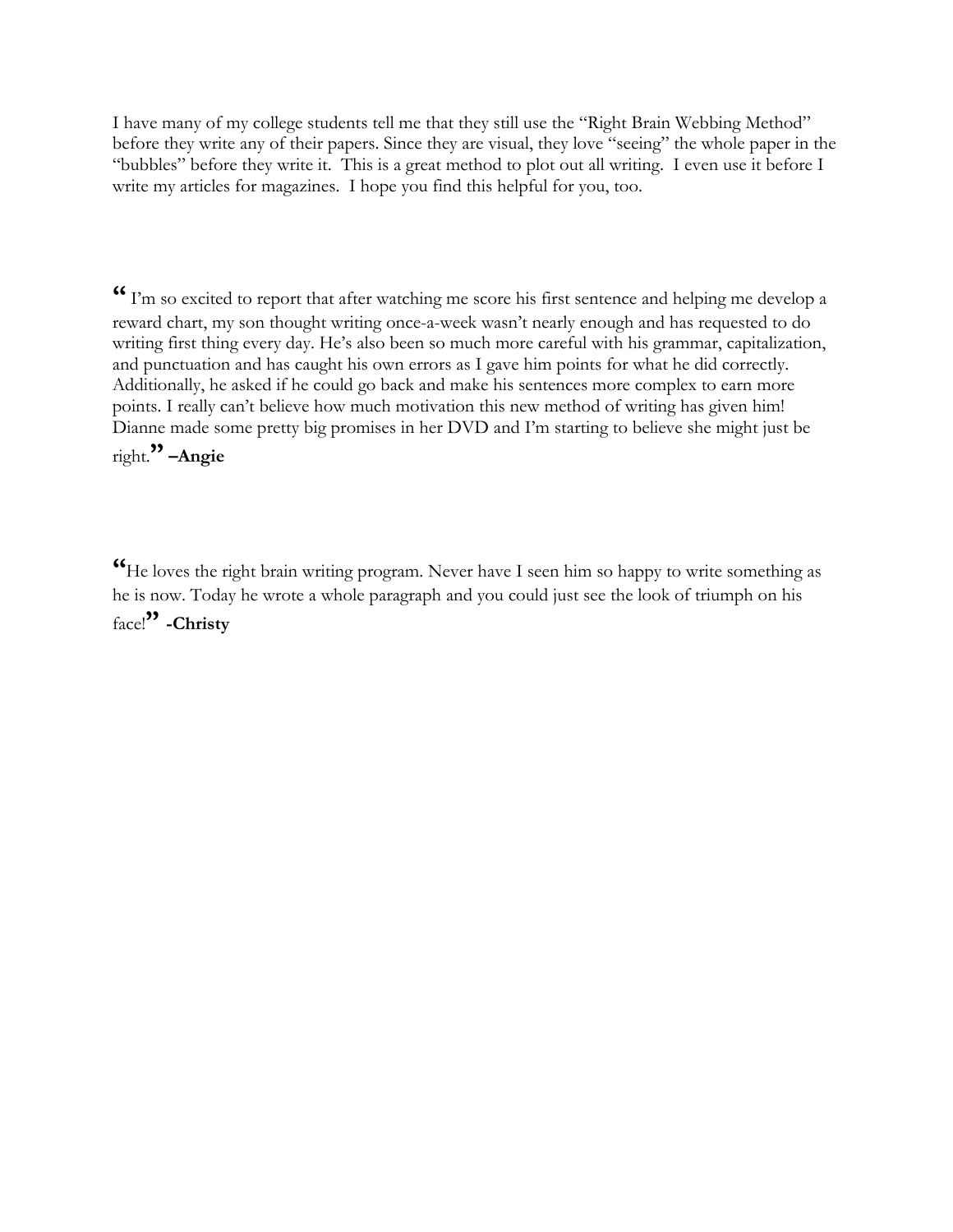I have many of my college students tell me that they still use the "Right Brain Webbing Method" before they write any of their papers. Since they are visual, they love "seeing" the whole paper in the "bubbles" before they write it. This is a great method to plot out all writing. I even use it before I write my articles for magazines. I hope you find this helpful for you, too.

" I'm so excited to report that after watching me score his first sentence and helping me develop a reward chart, my son thought writing once-a-week wasn't nearly enough and has requested to do writing first thing every day. He's also been so much more careful with his grammar, capitalization, and punctuation and has caught his own errors as I gave him points for what he did correctly. Additionally, he asked if he could go back and make his sentences more complex to earn more points. I really can't believe how much motivation this new method of writing has given him! Dianne made some pretty big promises in her DVD and I'm starting to believe she might just be right." **–Angie**

"He loves the right brain writing program. Never have I seen him so happy to write something as he is now. Today he wrote a whole paragraph and you could just see the look of triumph on his face!" **-Christy**